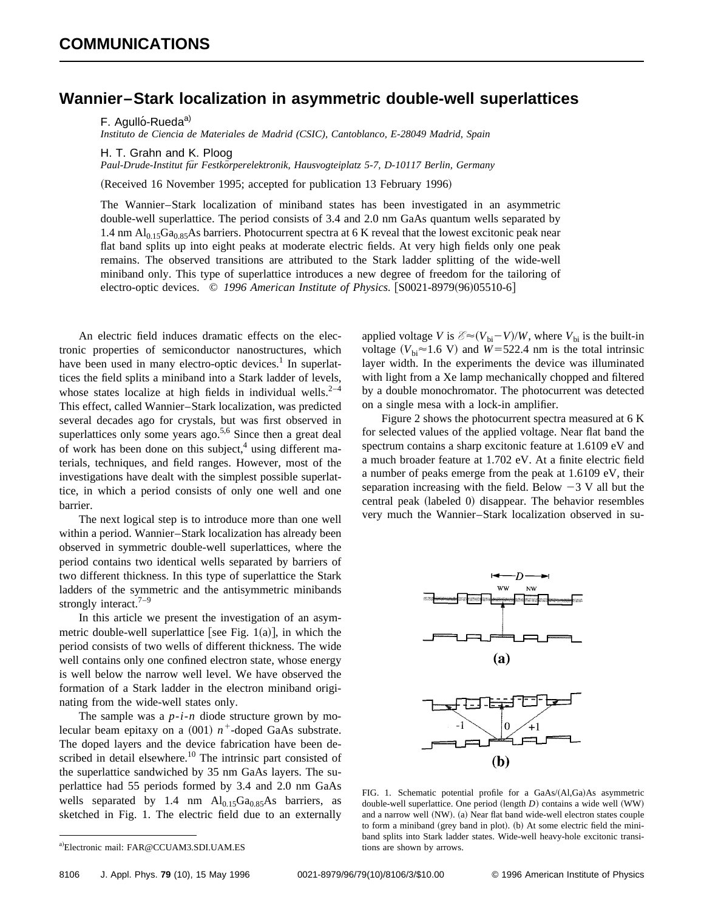## COMMUNICATIONS

# Wannier–Stark localization in asymmetric double-well superlattices

F. Agulló-Rueda[a)]
*Instituto de Ciencia de Materiales de Madrid (CSIC), Cantoblanco, E-28049 Madrid, Spain*

H. T. Grahn and K. Ploog
*Paul-Drude-Institut für Festkörperelektronik, Hausvogteiplatz 5-7, D-10117 Berlin, Germany*

(Received 16 November 1995; accepted for publication 13 February 1996)

The Wannier–Stark localization of miniband states has been investigated in an asymmetric double-well superlattice. The period consists of 3.4 and 2.0 nm GaAs quantum wells separated by 1.4 nm $Al_{0.15}Ga_{0.85}As$ barriers. Photocurrent spectra at 6 K reveal that the lowest excitonic peak near flat band splits up into eight peaks at moderate electric fields. At very high fields only one peak remains. The observed transitions are attributed to the Stark ladder splitting of the wide-well miniband only. This type of superlattice introduces a new degree of freedom for the tailoring of electro-optic devices. © *1996 American Institute of Physics.* [S0021-8979(96)05510-6]

An electric field induces dramatic effects on the electronic properties of semiconductor nanostructures, which have been used in many electro-optic devices.[1] In superlattices the field splits a miniband into a Stark ladder of levels, whose states localize at high fields in individual wells.[2–4] This effect, called Wannier–Stark localization, was predicted several decades ago for crystals, but was first observed in superlattices only some years ago.[5,6] Since then a great deal of work has been done on this subject,[4] using different materials, techniques, and field ranges. However, most of the investigations have dealt with the simplest possible superlattice, in which a period consists of only one well and one barrier.

The next logical step is to introduce more than one well within a period. Wannier–Stark localization has already been observed in symmetric double-well superlattices, where the period contains two identical wells separated by barriers of two different thickness. In this type of superlattice the Stark ladders of the symmetric and the antisymmetric minibands strongly interact.[7–9]

In this article we present the investigation of an asymmetric double-well superlattice [see Fig. 1(a)], in which the period consists of two wells of different thickness. The wide well contains only one confined electron state, whose energy is well below the narrow well level. We have observed the formation of a Stark ladder in the electron miniband originating from the wide-well states only.

The sample was a *p-i-n* diode structure grown by molecular beam epitaxy on a (001) $n^+$-doped GaAs substrate. The doped layers and the device fabrication have been described in detail elsewhere.[10] The intrinsic part consisted of the superlattice sandwiched by 35 nm GaAs layers. The superlattice had 55 periods formed by 3.4 and 2.0 nm GaAs wells separated by 1.4 nm $Al_{0.15}Ga_{0.85}As$ barriers, as sketched in Fig. 1. The electric field due to an externally applied voltage $V$ is $\mathscr{E} \approx (V_{bi}-V)/W$, where $V_{bi}$ is the built-in voltage ($V_{bi} \approx 1.6$ V) and $W=522.4$ nm is the total intrinsic layer width. In the experiments the device was illuminated with light from a Xe lamp mechanically chopped and filtered by a double monochromator. The photocurrent was detected on a single mesa with a lock-in amplifier.

Figure 2 shows the photocurrent spectra measured at 6 K for selected values of the applied voltage. Near flat band the spectrum contains a sharp excitonic feature at 1.6109 eV and a much broader feature at 1.702 eV. At a finite electric field a number of peaks emerge from the peak at 1.6109 eV, their separation increasing with the field. Below −3 V all but the central peak (labeled 0) disappear. The behavior resembles very much the Wannier–Stark localization observed in su-

FIG. 1. Schematic potential profile for a GaAs/(Al,Ga)As asymmetric double-well superlattice. One period (length $D$) contains a wide well (WW) and a narrow well (NW). (a) Near flat band wide-well electron states couple to form a miniband (grey band in plot). (b) At some electric field the miniband splits into Stark ladder states. Wide-well heavy-hole excitonic transitions are shown by arrows.

a)Electronic mail: FAR@CCUAM3.SDI.UAM.ES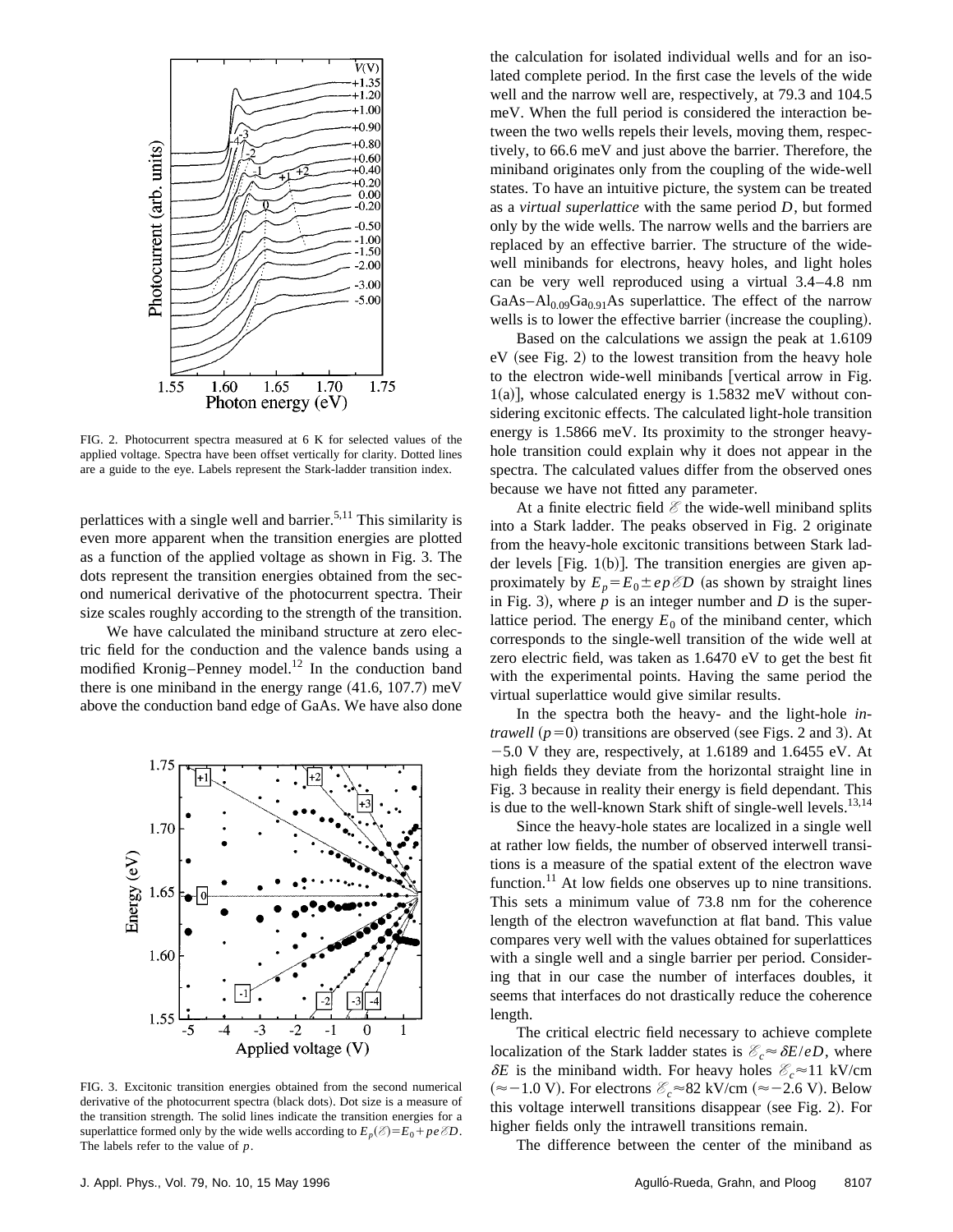FIG. 2. Photocurrent spectra measured at 6 K for selected values of the applied voltage. Spectra have been offset vertically for clarity. Dotted lines are a guide to the eye. Labels represent the Stark-ladder transition index.

perlattices with a single well and barrier.[5,11] This similarity is even more apparent when the transition energies are plotted as a function of the applied voltage as shown in Fig. 3. The dots represent the transition energies obtained from the second numerical derivative of the photocurrent spectra. Their size scales roughly according to the strength of the transition.

We have calculated the miniband structure at zero electric field for the conduction and the valence bands using a modified Kronig–Penney model.[12] In the conduction band there is one miniband in the energy range (41.6, 107.7) meV above the conduction band edge of GaAs. We have also done the calculation for isolated individual wells and for an isolated complete period. In the first case the levels of the wide well and the narrow well are, respectively, at 79.3 and 104.5 meV. When the full period is considered the interaction between the two wells repels their levels, moving them, respectively, to 66.6 meV and just above the barrier. Therefore, the miniband originates only from the coupling of the wide-well states. To have an intuitive picture, the system can be treated as a *virtual superlattice* with the same period $D$, but formed only by the wide wells. The narrow wells and the barriers are replaced by an effective barrier. The structure of the wide-well minibands for electrons, heavy holes, and light holes can be very well reproduced using a virtual 3.4–4.8 nm GaAs–$Al_{0.09}Ga_{0.91}As$ superlattice. The effect of the narrow wells is to lower the effective barrier (increase the coupling).

FIG. 3. Excitonic transition energies obtained from the second numerical derivative of the photocurrent spectra (black dots). Dot size is a measure of the transition strength. The solid lines indicate the transition energies for a superlattice formed only by the wide wells according to $E_p(\mathscr{E})=E_0+pe\mathscr{E}D$. The labels refer to the value of $p$.

Based on the calculations we assign the peak at 1.6109 eV (see Fig. 2) to the lowest transition from the heavy hole to the electron wide-well minibands [vertical arrow in Fig. 1(a)], whose calculated energy is 1.5832 meV without considering excitonic effects. The calculated light-hole transition energy is 1.5866 meV. Its proximity to the stronger heavy-hole transition could explain why it does not appear in the spectra. The calculated values differ from the observed ones because we have not fitted any parameter.

At a finite electric field $\mathscr{E}$ the wide-well miniband splits into a Stark ladder. The peaks observed in Fig. 2 originate from the heavy-hole excitonic transitions between Stark ladder levels [Fig. 1(b)]. The transition energies are given approximately by $E_p=E_0\pm ep\mathscr{E}D$ (as shown by straight lines in Fig. 3), where $p$ is an integer number and $D$ is the superlattice period. The energy $E_0$ of the miniband center, which corresponds to the single-well transition of the wide well at zero electric field, was taken as 1.6470 eV to get the best fit with the experimental points. Having the same period the virtual superlattice would give similar results.

In the spectra both the heavy- and the light-hole *intrawell* ($p=0$) transitions are observed (see Figs. 2 and 3). At $-5.0$ V they are, respectively, at 1.6189 and 1.6455 eV. At high fields they deviate from the horizontal straight line in Fig. 3 because in reality their energy is field dependant. This is due to the well-known Stark shift of single-well levels.[13,14]

Since the heavy-hole states are localized in a single well at rather low fields, the number of observed interwell transitions is a measure of the spatial extent of the electron wave function.[11] At low fields one observes up to nine transitions. This sets a minimum value of 73.8 nm for the coherence length of the electron wavefunction at flat band. This value compares very well with the values obtained for superlattices with a single well and a single barrier per period. Considering that in our case the number of interfaces doubles, it seems that interfaces do not drastically reduce the coherence length.

The critical electric field necessary to achieve complete localization of the Stark ladder states is $\mathscr{E}_c\approx\delta E/eD$, where $\delta E$ is the miniband width. For heavy holes $\mathscr{E}_c\approx 11$ kV/cm ($\approx -1.0$ V). For electrons $\mathscr{E}_c\approx 82$ kV/cm ($\approx -2.6$ V). Below this voltage interwell transitions disappear (see Fig. 2). For higher fields only the intrawell transitions remain.

The difference between the center of the miniband as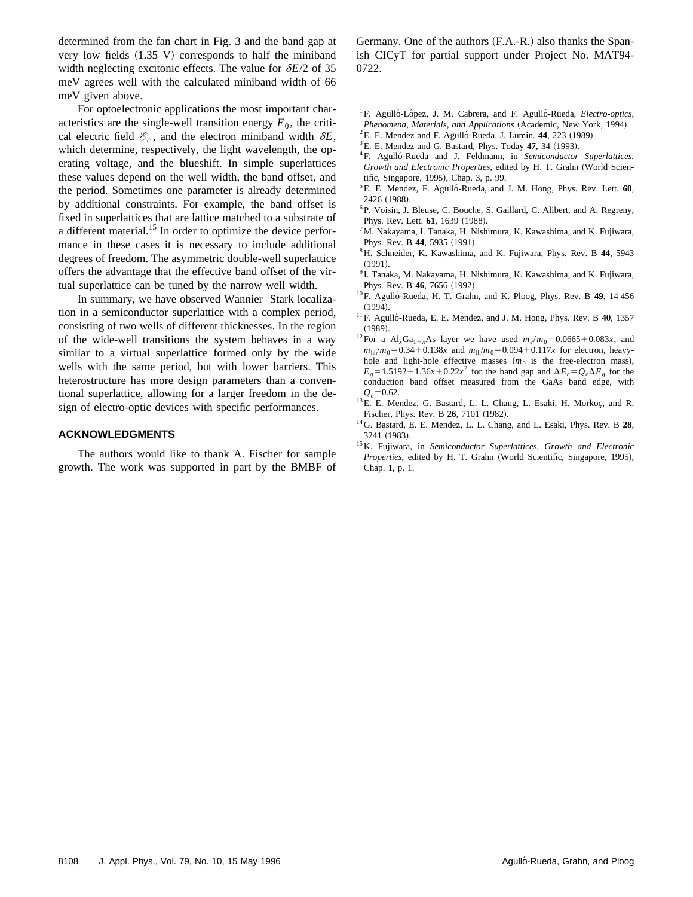determined from the fan chart in Fig. 3 and the band gap at very low fields (1.35 V) corresponds to half the miniband width neglecting excitonic effects. The value for $\delta E/2$ of 35 meV agrees well with the calculated miniband width of 66 meV given above.

For optoelectronic applications the most important characteristics are the single-well transition energy $E_0$, the critical electric field $\mathscr{E}_c$, and the electron miniband width $\delta E$, which determine, respectively, the light wavelength, the operating voltage, and the blueshift. In simple superlattices these values depend on the well width, the band offset, and the period. Sometimes one parameter is already determined by additional constraints. For example, the band offset is fixed in superlattices that are lattice matched to a substrate of a different material.[15] In order to optimize the device performance in these cases it is necessary to include additional degrees of freedom. The asymmetric double-well superlattice offers the advantage that the effective band offset of the virtual superlattice can be tuned by the narrow well width.

In summary, we have observed Wannier–Stark localization in a semiconductor superlattice with a complex period, consisting of two wells of different thicknesses. In the region of the wide-well transitions the system behaves in a way similar to a virtual superlattice formed only by the wide wells with the same period, but with lower barriers. This heterostructure has more design parameters than a conventional superlattice, allowing for a larger freedom in the design of electro-optic devices with specific performances.

## ACKNOWLEDGMENTS

The authors would like to thank A. Fischer for sample growth. The work was supported in part by the BMBF of Germany. One of the authors (F.A.-R.) also thanks the Spanish CICyT for partial support under Project No. MAT94-0722.

[1] F. Agulló-López, J. M. Cabrera, and F. Agulló-Rueda, *Electro-optics, Phenomena, Materials, and Applications* (Academic, New York, 1994).

[2] E. E. Mendez and F. Agulló-Rueda, J. Lumin. **44**, 223 (1989).

[3] E. E. Mendez and G. Bastard, Phys. Today **47**, 34 (1993).

[4] F. Agulló-Rueda and J. Feldmann, in *Semiconductor Superlattices. Growth and Electronic Properties*, edited by H. T. Grahn (World Scientific, Singapore, 1995), Chap. 3, p. 99.

[5] E. E. Mendez, F. Agulló-Rueda, and J. M. Hong, Phys. Rev. Lett. **60**, 2426 (1988).

[6] P. Voisin, J. Bleuse, C. Bouche, S. Gaillard, C. Alibert, and A. Regreny, Phys. Rev. Lett. **61**, 1639 (1988).

[7] M. Nakayama, I. Tanaka, H. Nishimura, K. Kawashima, and K. Fujiwara, Phys. Rev. B **44**, 5935 (1991).

[8] H. Schneider, K. Kawashima, and K. Fujiwara, Phys. Rev. B **44**, 5943 (1991).

[9] I. Tanaka, M. Nakayama, H. Nishimura, K. Kawashima, and K. Fujiwara, Phys. Rev. B **46**, 7656 (1992).

[10] F. Agulló-Rueda, H. T. Grahn, and K. Ploog, Phys. Rev. B **49**, 14 456 (1994).

[11] F. Agulló-Rueda, E. E. Mendez, and J. M. Hong, Phys. Rev. B **40**, 1357 (1989).

[12] For a $\mathrm{Al}_x\mathrm{Ga}_{1-x}\mathrm{As}$ layer we have used $m_e/m_0 = 0.0665 + 0.083x$, and $m_{\mathrm{hh}}/m_0 = 0.34 + 0.138x$ and $m_{\mathrm{lh}}/m_0 = 0.094 + 0.117x$ for electron, heavy-hole and light-hole effective masses ($m_0$ is the free-electron mass), $E_g = 1.5192 + 1.36x + 0.22x^2$ for the band gap and $\Delta E_c = Q_c \Delta E_g$ for the conduction band offset measured from the GaAs band edge, with $Q_c = 0.62$.

[13] E. E. Mendez, G. Bastard, L. L. Chang, L. Esaki, H. Morkoç, and R. Fischer, Phys. Rev. B **26**, 7101 (1982).

[14] G. Bastard, E. E. Mendez, L. L. Chang, and L. Esaki, Phys. Rev. B **28**, 3241 (1983).

[15] K. Fujiwara, in *Semiconductor Superlattices. Growth and Electronic Properties*, edited by H. T. Grahn (World Scientific, Singapore, 1995), Chap. 1, p. 1.